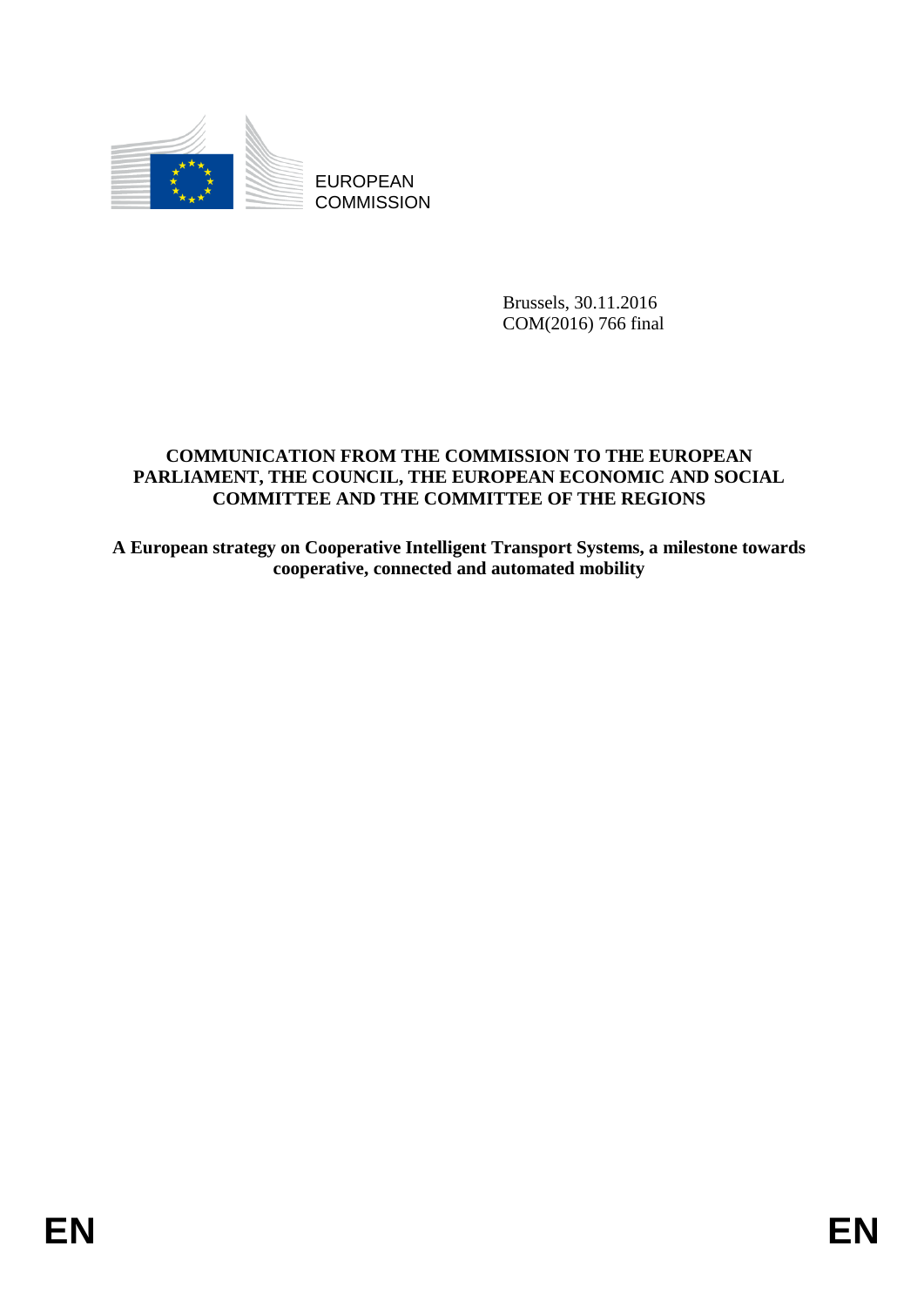EUROPEAN COMMISSION

Brussels, 30.11.2016
COM(2016) 766 final

**COMMUNICATION FROM THE COMMISSION TO THE EUROPEAN PARLIAMENT, THE COUNCIL, THE EUROPEAN ECONOMIC AND SOCIAL COMMITTEE AND THE COMMITTEE OF THE REGIONS**

**A European strategy on Cooperative Intelligent Transport Systems, a milestone towards cooperative, connected and automated mobility**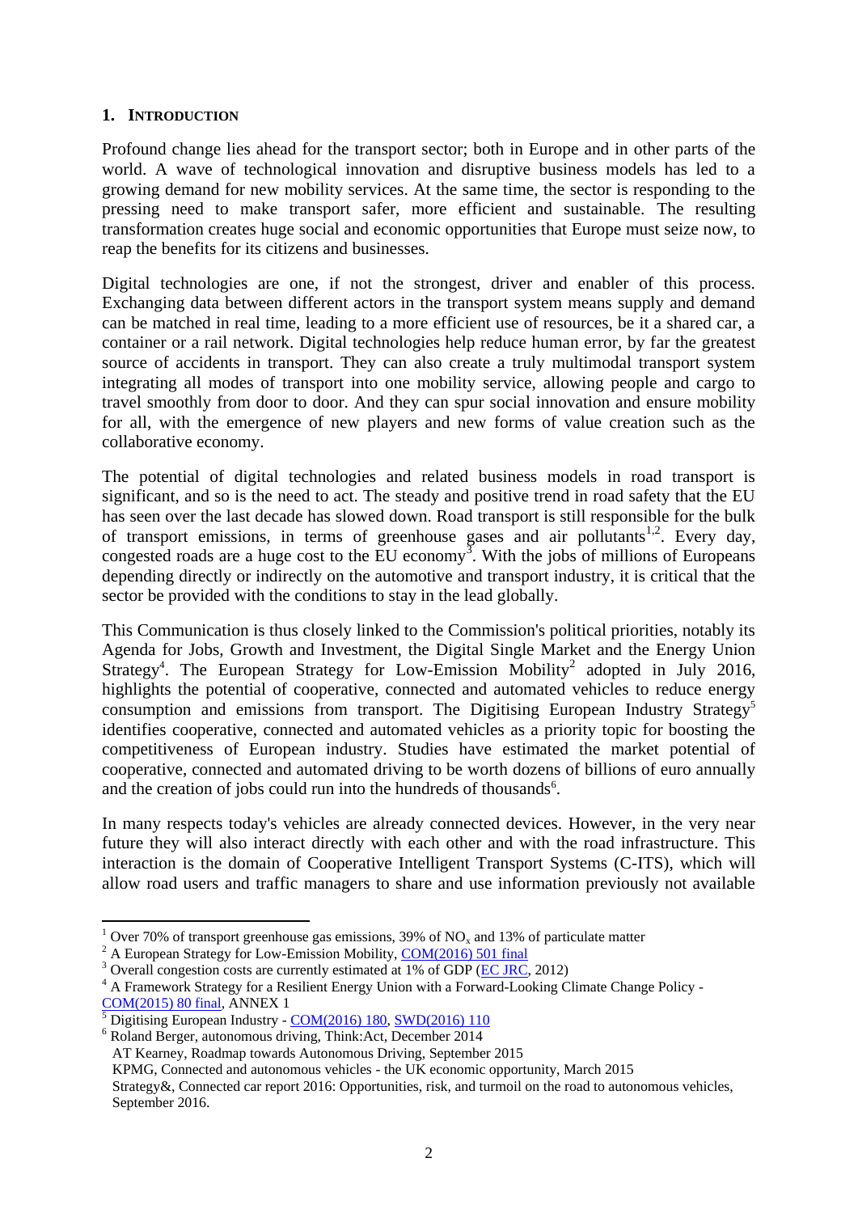## 1. INTRODUCTION

Profound change lies ahead for the transport sector; both in Europe and in other parts of the world. A wave of technological innovation and disruptive business models has led to a growing demand for new mobility services. At the same time, the sector is responding to the pressing need to make transport safer, more efficient and sustainable. The resulting transformation creates huge social and economic opportunities that Europe must seize now, to reap the benefits for its citizens and businesses.

Digital technologies are one, if not the strongest, driver and enabler of this process. Exchanging data between different actors in the transport system means supply and demand can be matched in real time, leading to a more efficient use of resources, be it a shared car, a container or a rail network. Digital technologies help reduce human error, by far the greatest source of accidents in transport. They can also create a truly multimodal transport system integrating all modes of transport into one mobility service, allowing people and cargo to travel smoothly from door to door. And they can spur social innovation and ensure mobility for all, with the emergence of new players and new forms of value creation such as the collaborative economy.

The potential of digital technologies and related business models in road transport is significant, and so is the need to act. The steady and positive trend in road safety that the EU has seen over the last decade has slowed down. Road transport is still responsible for the bulk of transport emissions, in terms of greenhouse gases and air pollutants[1,2]. Every day, congested roads are a huge cost to the EU economy[3]. With the jobs of millions of Europeans depending directly or indirectly on the automotive and transport industry, it is critical that the sector be provided with the conditions to stay in the lead globally.

This Communication is thus closely linked to the Commission's political priorities, notably its Agenda for Jobs, Growth and Investment, the Digital Single Market and the Energy Union Strategy[4]. The European Strategy for Low-Emission Mobility[2] adopted in July 2016, highlights the potential of cooperative, connected and automated vehicles to reduce energy consumption and emissions from transport. The Digitising European Industry Strategy[5] identifies cooperative, connected and automated vehicles as a priority topic for boosting the competitiveness of European industry. Studies have estimated the market potential of cooperative, connected and automated driving to be worth dozens of billions of euro annually and the creation of jobs could run into the hundreds of thousands[6].

In many respects today's vehicles are already connected devices. However, in the very near future they will also interact directly with each other and with the road infrastructure. This interaction is the domain of Cooperative Intelligent Transport Systems (C-ITS), which will allow road users and traffic managers to share and use information previously not available

---

[1] Over 70% of transport greenhouse gas emissions, 39% of $NO_x$ and 13% of particulate matter

[2] A European Strategy for Low-Emission Mobility, COM(2016) 501 final

[3] Overall congestion costs are currently estimated at 1% of GDP (EC JRC, 2012)

[4] A Framework Strategy for a Resilient Energy Union with a Forward-Looking Climate Change Policy - COM(2015) 80 final, ANNEX 1

[5] Digitising European Industry - COM(2016) 180, SWD(2016) 110

[6] Roland Berger, autonomous driving, Think:Act, December 2014
AT Kearney, Roadmap towards Autonomous Driving, September 2015
KPMG, Connected and autonomous vehicles - the UK economic opportunity, March 2015
Strategy&, Connected car report 2016: Opportunities, risk, and turmoil on the road to autonomous vehicles, September 2016.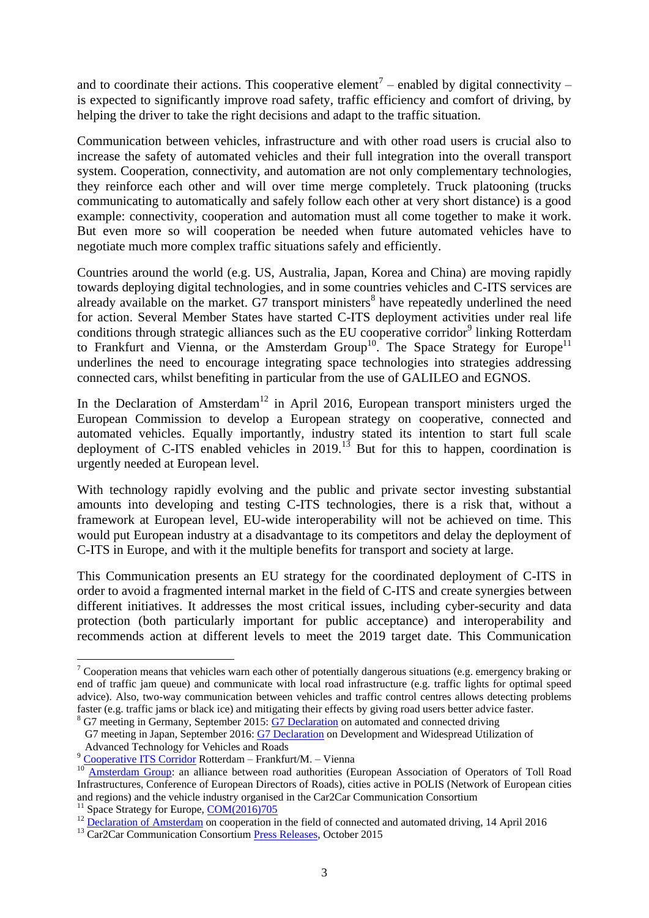and to coordinate their actions. This cooperative element[7] – enabled by digital connectivity – is expected to significantly improve road safety, traffic efficiency and comfort of driving, by helping the driver to take the right decisions and adapt to the traffic situation.

Communication between vehicles, infrastructure and with other road users is crucial also to increase the safety of automated vehicles and their full integration into the overall transport system. Cooperation, connectivity, and automation are not only complementary technologies, they reinforce each other and will over time merge completely. Truck platooning (trucks communicating to automatically and safely follow each other at very short distance) is a good example: connectivity, cooperation and automation must all come together to make it work. But even more so will cooperation be needed when future automated vehicles have to negotiate much more complex traffic situations safely and efficiently.

Countries around the world (e.g. US, Australia, Japan, Korea and China) are moving rapidly towards deploying digital technologies, and in some countries vehicles and C-ITS services are already available on the market. G7 transport ministers[8] have repeatedly underlined the need for action. Several Member States have started C-ITS deployment activities under real life conditions through strategic alliances such as the EU cooperative corridor[9] linking Rotterdam to Frankfurt and Vienna, or the Amsterdam Group[10]. The Space Strategy for Europe[11] underlines the need to encourage integrating space technologies into strategies addressing connected cars, whilst benefiting in particular from the use of GALILEO and EGNOS.

In the Declaration of Amsterdam[12] in April 2016, European transport ministers urged the European Commission to develop a European strategy on cooperative, connected and automated vehicles. Equally importantly, industry stated its intention to start full scale deployment of C-ITS enabled vehicles in 2019.[13] But for this to happen, coordination is urgently needed at European level.

With technology rapidly evolving and the public and private sector investing substantial amounts into developing and testing C-ITS technologies, there is a risk that, without a framework at European level, EU-wide interoperability will not be achieved on time. This would put European industry at a disadvantage to its competitors and delay the deployment of C-ITS in Europe, and with it the multiple benefits for transport and society at large.

This Communication presents an EU strategy for the coordinated deployment of C-ITS in order to avoid a fragmented internal market in the field of C-ITS and create synergies between different initiatives. It addresses the most critical issues, including cyber-security and data protection (both particularly important for public acceptance) and interoperability and recommends action at different levels to meet the 2019 target date. This Communication

---

[7] Cooperation means that vehicles warn each other of potentially dangerous situations (e.g. emergency braking or end of traffic jam queue) and communicate with local road infrastructure (e.g. traffic lights for optimal speed advice). Also, two-way communication between vehicles and traffic control centres allows detecting problems faster (e.g. traffic jams or black ice) and mitigating their effects by giving road users better advice faster.

[8] G7 meeting in Germany, September 2015: G7 Declaration on automated and connected driving
G7 meeting in Japan, September 2016: G7 Declaration on Development and Widespread Utilization of Advanced Technology for Vehicles and Roads

[9] Cooperative ITS Corridor Rotterdam – Frankfurt/M. – Vienna

[10] Amsterdam Group: an alliance between road authorities (European Association of Operators of Toll Road Infrastructures, Conference of European Directors of Roads), cities active in POLIS (Network of European cities and regions) and the vehicle industry organised in the Car2Car Communication Consortium

[11] Space Strategy for Europe, COM(2016)705

[12] Declaration of Amsterdam on cooperation in the field of connected and automated driving, 14 April 2016

[13] Car2Car Communication Consortium Press Releases, October 2015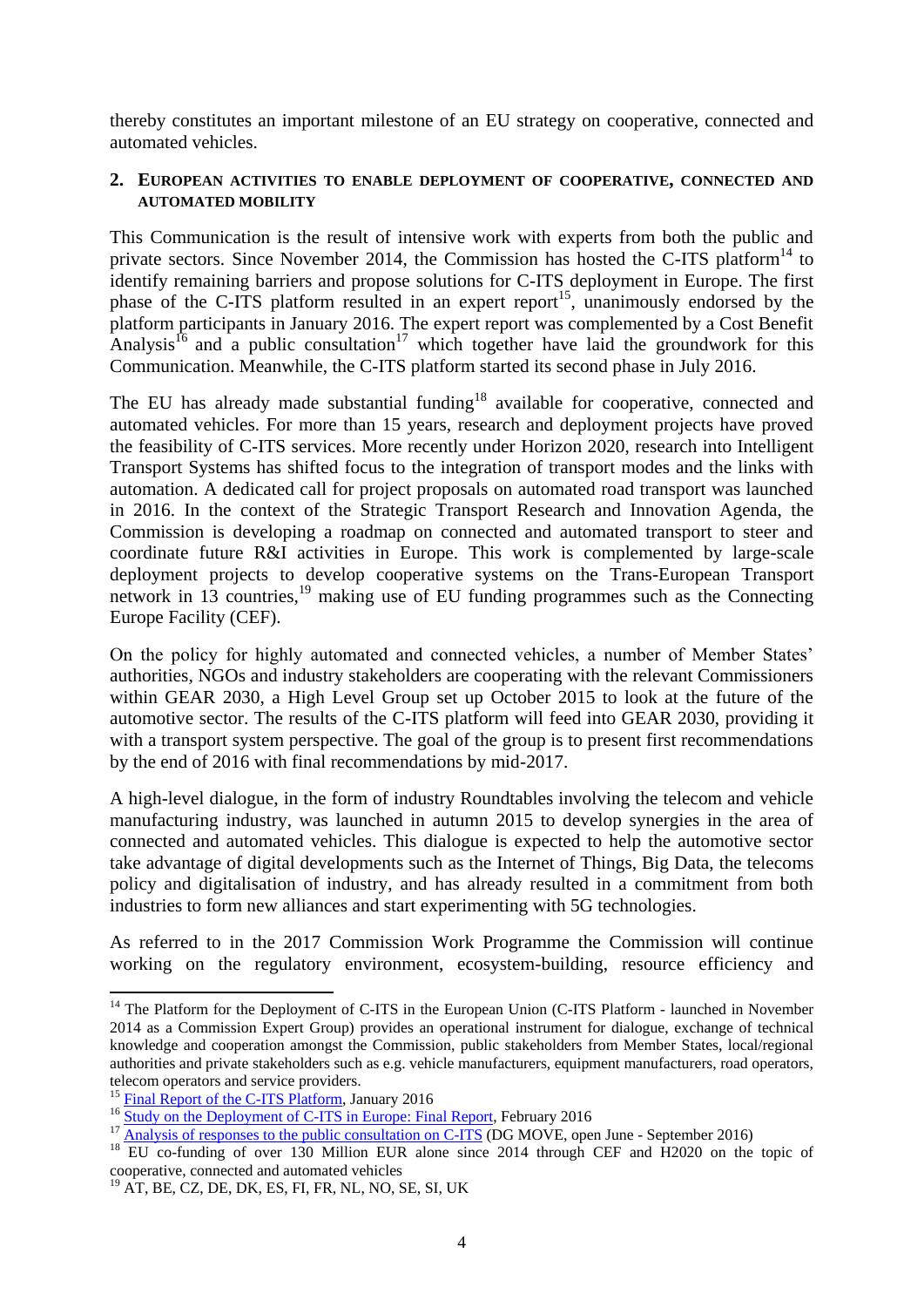thereby constitutes an important milestone of an EU strategy on cooperative, connected and automated vehicles.

## 2. European activities to enable deployment of cooperative, connected and automated mobility

This Communication is the result of intensive work with experts from both the public and private sectors. Since November 2014, the Commission has hosted the C-ITS platform[14] to identify remaining barriers and propose solutions for C-ITS deployment in Europe. The first phase of the C-ITS platform resulted in an expert report[15], unanimously endorsed by the platform participants in January 2016. The expert report was complemented by a Cost Benefit Analysis[16] and a public consultation[17] which together have laid the groundwork for this Communication. Meanwhile, the C-ITS platform started its second phase in July 2016.

The EU has already made substantial funding[18] available for cooperative, connected and automated vehicles. For more than 15 years, research and deployment projects have proved the feasibility of C-ITS services. More recently under Horizon 2020, research into Intelligent Transport Systems has shifted focus to the integration of transport modes and the links with automation. A dedicated call for project proposals on automated road transport was launched in 2016. In the context of the Strategic Transport Research and Innovation Agenda, the Commission is developing a roadmap on connected and automated transport to steer and coordinate future R&I activities in Europe. This work is complemented by large-scale deployment projects to develop cooperative systems on the Trans-European Transport network in 13 countries,[19] making use of EU funding programmes such as the Connecting Europe Facility (CEF).

On the policy for highly automated and connected vehicles, a number of Member States' authorities, NGOs and industry stakeholders are cooperating with the relevant Commissioners within GEAR 2030, a High Level Group set up October 2015 to look at the future of the automotive sector. The results of the C-ITS platform will feed into GEAR 2030, providing it with a transport system perspective. The goal of the group is to present first recommendations by the end of 2016 with final recommendations by mid-2017.

A high-level dialogue, in the form of industry Roundtables involving the telecom and vehicle manufacturing industry, was launched in autumn 2015 to develop synergies in the area of connected and automated vehicles. This dialogue is expected to help the automotive sector take advantage of digital developments such as the Internet of Things, Big Data, the telecoms policy and digitalisation of industry, and has already resulted in a commitment from both industries to form new alliances and start experimenting with 5G technologies.

As referred to in the 2017 Commission Work Programme the Commission will continue working on the regulatory environment, ecosystem-building, resource efficiency and

---

[14] The Platform for the Deployment of C-ITS in the European Union (C-ITS Platform - launched in November 2014 as a Commission Expert Group) provides an operational instrument for dialogue, exchange of technical knowledge and cooperation amongst the Commission, public stakeholders from Member States, local/regional authorities and private stakeholders such as e.g. vehicle manufacturers, equipment manufacturers, road operators, telecom operators and service providers.

[15] Final Report of the C-ITS Platform, January 2016

[16] Study on the Deployment of C-ITS in Europe: Final Report, February 2016

[17] Analysis of responses to the public consultation on C-ITS (DG MOVE, open June - September 2016)

[18] EU co-funding of over 130 Million EUR alone since 2014 through CEF and H2020 on the topic of cooperative, connected and automated vehicles

[19] AT, BE, CZ, DE, DK, ES, FI, FR, NL, NO, SE, SI, UK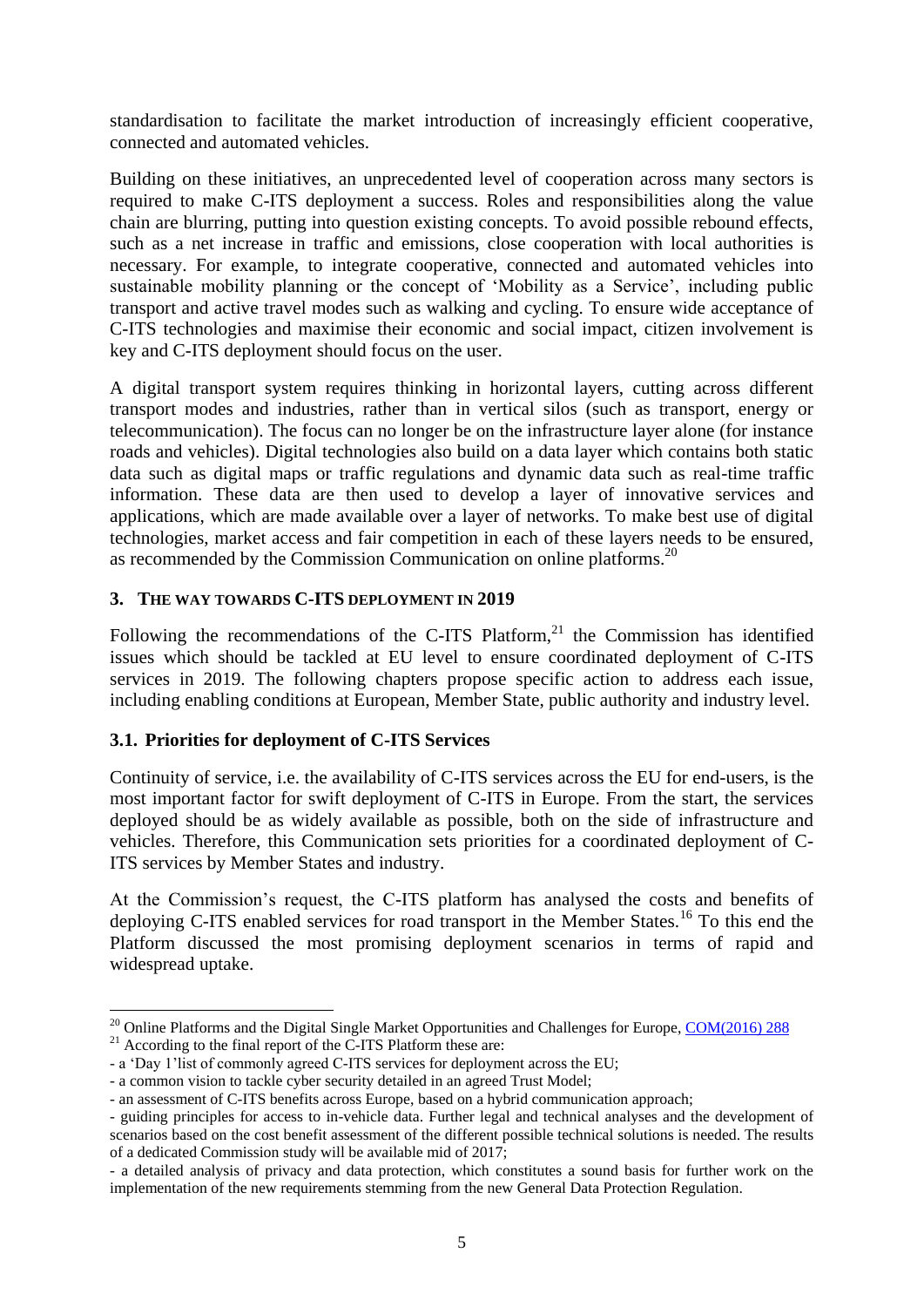standardisation to facilitate the market introduction of increasingly efficient cooperative, connected and automated vehicles.

Building on these initiatives, an unprecedented level of cooperation across many sectors is required to make C-ITS deployment a success. Roles and responsibilities along the value chain are blurring, putting into question existing concepts. To avoid possible rebound effects, such as a net increase in traffic and emissions, close cooperation with local authorities is necessary. For example, to integrate cooperative, connected and automated vehicles into sustainable mobility planning or the concept of 'Mobility as a Service', including public transport and active travel modes such as walking and cycling. To ensure wide acceptance of C-ITS technologies and maximise their economic and social impact, citizen involvement is key and C-ITS deployment should focus on the user.

A digital transport system requires thinking in horizontal layers, cutting across different transport modes and industries, rather than in vertical silos (such as transport, energy or telecommunication). The focus can no longer be on the infrastructure layer alone (for instance roads and vehicles). Digital technologies also build on a data layer which contains both static data such as digital maps or traffic regulations and dynamic data such as real-time traffic information. These data are then used to develop a layer of innovative services and applications, which are made available over a layer of networks. To make best use of digital technologies, market access and fair competition in each of these layers needs to be ensured, as recommended by the Commission Communication on online platforms.[20]

## 3. The way towards C-ITS deployment in 2019

Following the recommendations of the C-ITS Platform,[21] the Commission has identified issues which should be tackled at EU level to ensure coordinated deployment of C-ITS services in 2019. The following chapters propose specific action to address each issue, including enabling conditions at European, Member State, public authority and industry level.

### 3.1. Priorities for deployment of C-ITS Services

Continuity of service, i.e. the availability of C-ITS services across the EU for end-users, is the most important factor for swift deployment of C-ITS in Europe. From the start, the services deployed should be as widely available as possible, both on the side of infrastructure and vehicles. Therefore, this Communication sets priorities for a coordinated deployment of C-ITS services by Member States and industry.

At the Commission's request, the C-ITS platform has analysed the costs and benefits of deploying C-ITS enabled services for road transport in the Member States.[16] To this end the Platform discussed the most promising deployment scenarios in terms of rapid and widespread uptake.

---

[20] Online Platforms and the Digital Single Market Opportunities and Challenges for Europe, COM(2016) 288

[21] According to the final report of the C-ITS Platform these are:
- a 'Day 1'list of commonly agreed C-ITS services for deployment across the EU;
- a common vision to tackle cyber security detailed in an agreed Trust Model;
- an assessment of C-ITS benefits across Europe, based on a hybrid communication approach;
- guiding principles for access to in-vehicle data. Further legal and technical analyses and the development of scenarios based on the cost benefit assessment of the different possible technical solutions is needed. The results of a dedicated Commission study will be available mid of 2017;
- a detailed analysis of privacy and data protection, which constitutes a sound basis for further work on the implementation of the new requirements stemming from the new General Data Protection Regulation.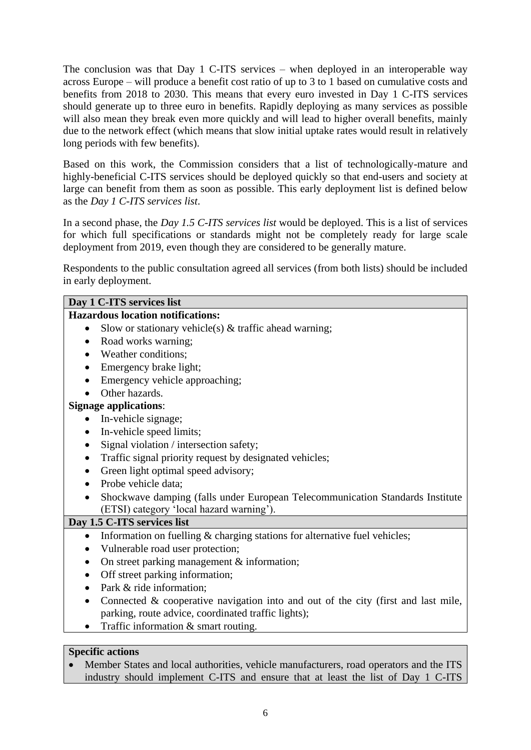The conclusion was that Day 1 C-ITS services – when deployed in an interoperable way across Europe – will produce a benefit cost ratio of up to 3 to 1 based on cumulative costs and benefits from 2018 to 2030. This means that every euro invested in Day 1 C-ITS services should generate up to three euro in benefits. Rapidly deploying as many services as possible will also mean they break even more quickly and will lead to higher overall benefits, mainly due to the network effect (which means that slow initial uptake rates would result in relatively long periods with few benefits).

Based on this work, the Commission considers that a list of technologically-mature and highly-beneficial C-ITS services should be deployed quickly so that end-users and society at large can benefit from them as soon as possible. This early deployment list is defined below as the *Day 1 C-ITS services list*.

In a second phase, the *Day 1.5 C-ITS services list* would be deployed. This is a list of services for which full specifications or standards might not be completely ready for large scale deployment from 2019, even though they are considered to be generally mature.

Respondents to the public consultation agreed all services (from both lists) should be included in early deployment.

**Day 1 C-ITS services list**

**Hazardous location notifications:**

- Slow or stationary vehicle(s) & traffic ahead warning;
- Road works warning;
- Weather conditions;
- Emergency brake light;
- Emergency vehicle approaching;
- Other hazards.

**Signage applications**:

- In-vehicle signage;
- In-vehicle speed limits;
- Signal violation / intersection safety;
- Traffic signal priority request by designated vehicles;
- Green light optimal speed advisory;
- Probe vehicle data;
- Shockwave damping (falls under European Telecommunication Standards Institute (ETSI) category 'local hazard warning').

**Day 1.5 C-ITS services list**

- Information on fuelling & charging stations for alternative fuel vehicles;
- Vulnerable road user protection;
- On street parking management & information;
- Off street parking information;
- Park & ride information;
- Connected & cooperative navigation into and out of the city (first and last mile, parking, route advice, coordinated traffic lights);
- Traffic information & smart routing.

**Specific actions**

- Member States and local authorities, vehicle manufacturers, road operators and the ITS industry should implement C-ITS and ensure that at least the list of Day 1 C-ITS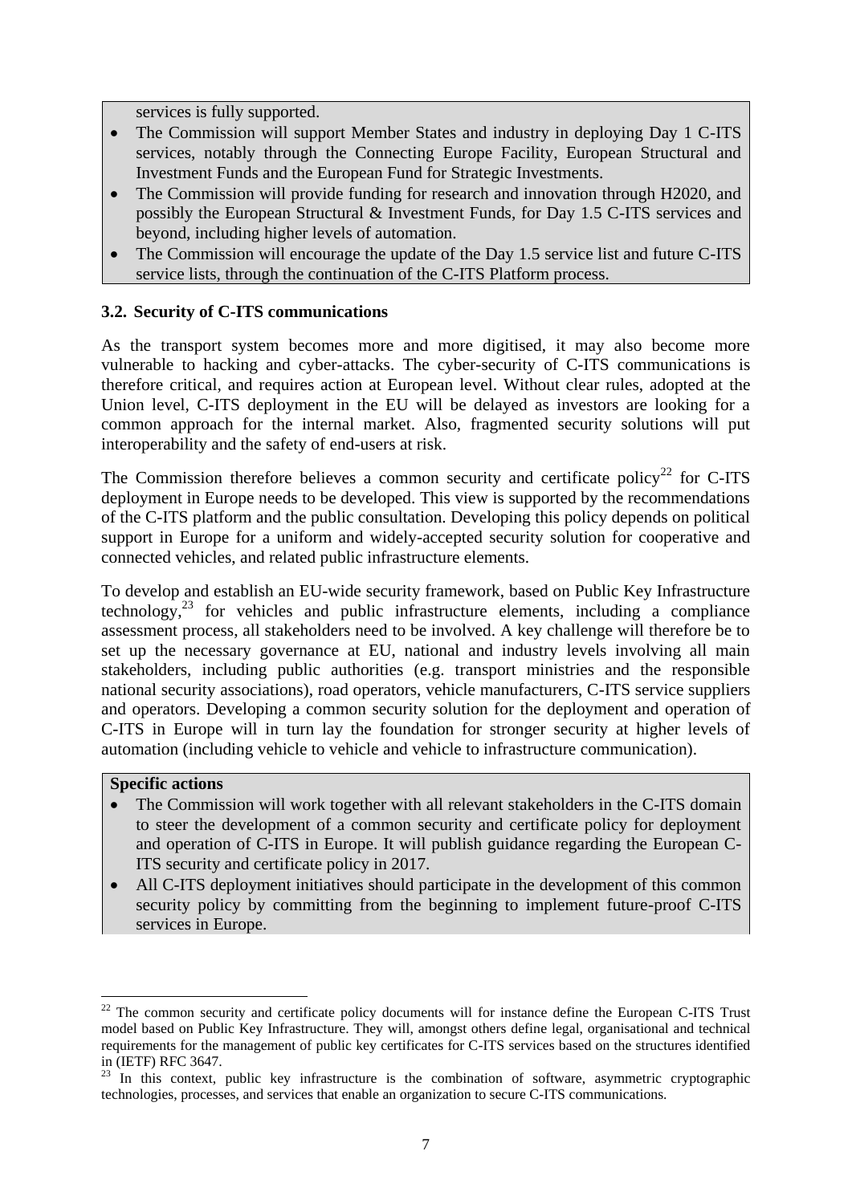services is fully supported.

- The Commission will support Member States and industry in deploying Day 1 C-ITS services, notably through the Connecting Europe Facility, European Structural and Investment Funds and the European Fund for Strategic Investments.
- The Commission will provide funding for research and innovation through H2020, and possibly the European Structural & Investment Funds, for Day 1.5 C-ITS services and beyond, including higher levels of automation.
- The Commission will encourage the update of the Day 1.5 service list and future C-ITS service lists, through the continuation of the C-ITS Platform process.

### 3.2. Security of C-ITS communications

As the transport system becomes more and more digitised, it may also become more vulnerable to hacking and cyber-attacks. The cyber-security of C-ITS communications is therefore critical, and requires action at European level. Without clear rules, adopted at the Union level, C-ITS deployment in the EU will be delayed as investors are looking for a common approach for the internal market. Also, fragmented security solutions will put interoperability and the safety of end-users at risk.

The Commission therefore believes a common security and certificate policy[22] for C-ITS deployment in Europe needs to be developed. This view is supported by the recommendations of the C-ITS platform and the public consultation. Developing this policy depends on political support in Europe for a uniform and widely-accepted security solution for cooperative and connected vehicles, and related public infrastructure elements.

To develop and establish an EU-wide security framework, based on Public Key Infrastructure technology,[23] for vehicles and public infrastructure elements, including a compliance assessment process, all stakeholders need to be involved. A key challenge will therefore be to set up the necessary governance at EU, national and industry levels involving all main stakeholders, including public authorities (e.g. transport ministries and the responsible national security associations), road operators, vehicle manufacturers, C-ITS service suppliers and operators. Developing a common security solution for the deployment and operation of C-ITS in Europe will in turn lay the foundation for stronger security at higher levels of automation (including vehicle to vehicle and vehicle to infrastructure communication).

**Specific actions**

- The Commission will work together with all relevant stakeholders in the C-ITS domain to steer the development of a common security and certificate policy for deployment and operation of C-ITS in Europe. It will publish guidance regarding the European C-ITS security and certificate policy in 2017.
- All C-ITS deployment initiatives should participate in the development of this common security policy by committing from the beginning to implement future-proof C-ITS services in Europe.

---

[22] The common security and certificate policy documents will for instance define the European C-ITS Trust model based on Public Key Infrastructure. They will, amongst others define legal, organisational and technical requirements for the management of public key certificates for C-ITS services based on the structures identified in (IETF) RFC 3647.

[23] In this context, public key infrastructure is the combination of software, asymmetric cryptographic technologies, processes, and services that enable an organization to secure C-ITS communications.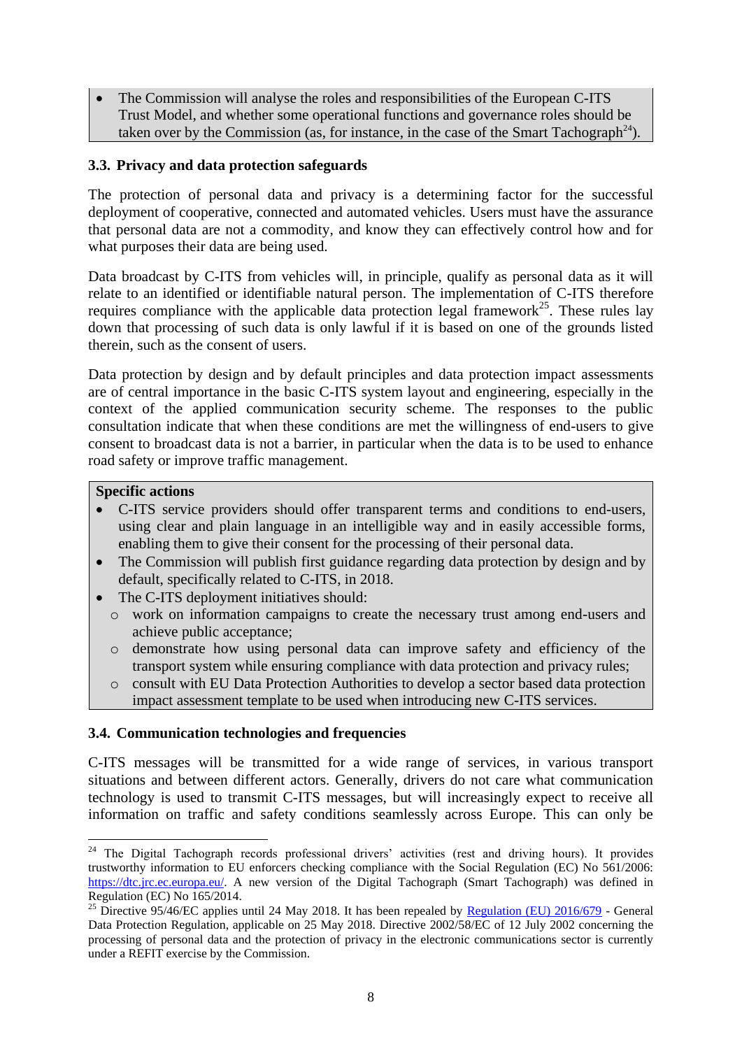- The Commission will analyse the roles and responsibilities of the European C-ITS Trust Model, and whether some operational functions and governance roles should be taken over by the Commission (as, for instance, in the case of the Smart Tachograph[24]).

### 3.3. Privacy and data protection safeguards

The protection of personal data and privacy is a determining factor for the successful deployment of cooperative, connected and automated vehicles. Users must have the assurance that personal data are not a commodity, and know they can effectively control how and for what purposes their data are being used.

Data broadcast by C-ITS from vehicles will, in principle, qualify as personal data as it will relate to an identified or identifiable natural person. The implementation of C-ITS therefore requires compliance with the applicable data protection legal framework[25]. These rules lay down that processing of such data is only lawful if it is based on one of the grounds listed therein, such as the consent of users.

Data protection by design and by default principles and data protection impact assessments are of central importance in the basic C-ITS system layout and engineering, especially in the context of the applied communication security scheme. The responses to the public consultation indicate that when these conditions are met the willingness of end-users to give consent to broadcast data is not a barrier, in particular when the data is to be used to enhance road safety or improve traffic management.

**Specific actions**

- C-ITS service providers should offer transparent terms and conditions to end-users, using clear and plain language in an intelligible way and in easily accessible forms, enabling them to give their consent for the processing of their personal data.
- The Commission will publish first guidance regarding data protection by design and by default, specifically related to C-ITS, in 2018.
- The C-ITS deployment initiatives should:
  - work on information campaigns to create the necessary trust among end-users and achieve public acceptance;
  - demonstrate how using personal data can improve safety and efficiency of the transport system while ensuring compliance with data protection and privacy rules;
  - consult with EU Data Protection Authorities to develop a sector based data protection impact assessment template to be used when introducing new C-ITS services.

### 3.4. Communication technologies and frequencies

C-ITS messages will be transmitted for a wide range of services, in various transport situations and between different actors. Generally, drivers do not care what communication technology is used to transmit C-ITS messages, but will increasingly expect to receive all information on traffic and safety conditions seamlessly across Europe. This can only be

---

[24] The Digital Tachograph records professional drivers' activities (rest and driving hours). It provides trustworthy information to EU enforcers checking compliance with the Social Regulation (EC) No 561/2006: https://dtc.jrc.ec.europa.eu/. A new version of the Digital Tachograph (Smart Tachograph) was defined in Regulation (EC) No 165/2014.

[25] Directive 95/46/EC applies until 24 May 2018. It has been repealed by Regulation (EU) 2016/679 - General Data Protection Regulation, applicable on 25 May 2018. Directive 2002/58/EC of 12 July 2002 concerning the processing of personal data and the protection of privacy in the electronic communications sector is currently under a REFIT exercise by the Commission.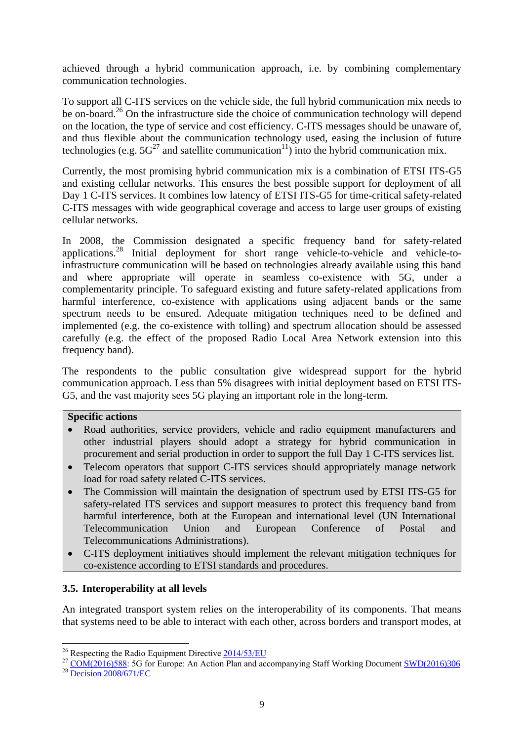achieved through a hybrid communication approach, i.e. by combining complementary communication technologies.

To support all C-ITS services on the vehicle side, the full hybrid communication mix needs to be on-board.[26] On the infrastructure side the choice of communication technology will depend on the location, the type of service and cost efficiency. C-ITS messages should be unaware of, and thus flexible about the communication technology used, easing the inclusion of future technologies (e.g. 5G[27] and satellite communication[11]) into the hybrid communication mix.

Currently, the most promising hybrid communication mix is a combination of ETSI ITS-G5 and existing cellular networks. This ensures the best possible support for deployment of all Day 1 C-ITS services. It combines low latency of ETSI ITS-G5 for time-critical safety-related C-ITS messages with wide geographical coverage and access to large user groups of existing cellular networks.

In 2008, the Commission designated a specific frequency band for safety-related applications.[28] Initial deployment for short range vehicle-to-vehicle and vehicle-to-infrastructure communication will be based on technologies already available using this band and where appropriate will operate in seamless co-existence with 5G, under a complementarity principle. To safeguard existing and future safety-related applications from harmful interference, co-existence with applications using adjacent bands or the same spectrum needs to be ensured. Adequate mitigation techniques need to be defined and implemented (e.g. the co-existence with tolling) and spectrum allocation should be assessed carefully (e.g. the effect of the proposed Radio Local Area Network extension into this frequency band).

The respondents to the public consultation give widespread support for the hybrid communication approach. Less than 5% disagrees with initial deployment based on ETSI ITS-G5, and the vast majority sees 5G playing an important role in the long-term.

**Specific actions**

- Road authorities, service providers, vehicle and radio equipment manufacturers and other industrial players should adopt a strategy for hybrid communication in procurement and serial production in order to support the full Day 1 C-ITS services list.
- Telecom operators that support C-ITS services should appropriately manage network load for road safety related C-ITS services.
- The Commission will maintain the designation of spectrum used by ETSI ITS-G5 for safety-related ITS services and support measures to protect this frequency band from harmful interference, both at the European and international level (UN International Telecommunication Union and European Conference of Postal and Telecommunications Administrations).
- C-ITS deployment initiatives should implement the relevant mitigation techniques for co-existence according to ETSI standards and procedures.

### 3.5. Interoperability at all levels

An integrated transport system relies on the interoperability of its components. That means that systems need to be able to interact with each other, across borders and transport modes, at

[26] Respecting the Radio Equipment Directive 2014/53/EU

[27] COM(2016)588: 5G for Europe: An Action Plan and accompanying Staff Working Document SWD(2016)306

[28] Decision 2008/671/EC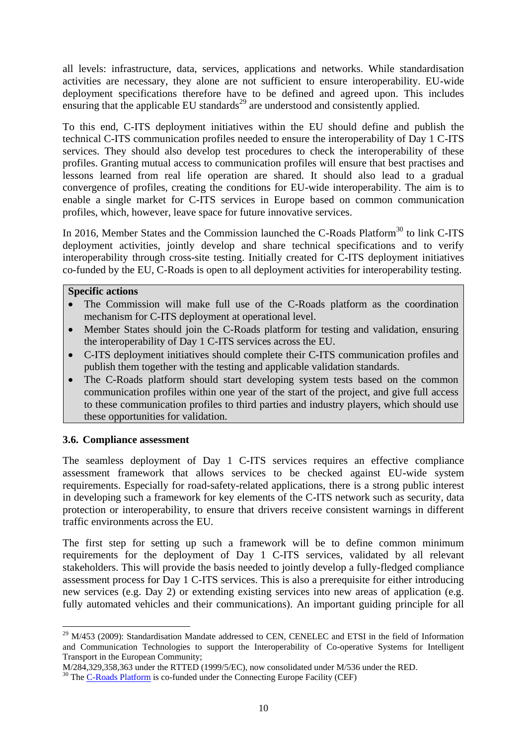all levels: infrastructure, data, services, applications and networks. While standardisation activities are necessary, they alone are not sufficient to ensure interoperability. EU-wide deployment specifications therefore have to be defined and agreed upon. This includes ensuring that the applicable EU standards[29] are understood and consistently applied.

To this end, C-ITS deployment initiatives within the EU should define and publish the technical C-ITS communication profiles needed to ensure the interoperability of Day 1 C-ITS services. They should also develop test procedures to check the interoperability of these profiles. Granting mutual access to communication profiles will ensure that best practises and lessons learned from real life operation are shared. It should also lead to a gradual convergence of profiles, creating the conditions for EU-wide interoperability. The aim is to enable a single market for C-ITS services in Europe based on common communication profiles, which, however, leave space for future innovative services.

In 2016, Member States and the Commission launched the C-Roads Platform[30] to link C-ITS deployment activities, jointly develop and share technical specifications and to verify interoperability through cross-site testing. Initially created for C-ITS deployment initiatives co-funded by the EU, C-Roads is open to all deployment activities for interoperability testing.

**Specific actions**

- The Commission will make full use of the C-Roads platform as the coordination mechanism for C-ITS deployment at operational level.
- Member States should join the C-Roads platform for testing and validation, ensuring the interoperability of Day 1 C-ITS services across the EU.
- C-ITS deployment initiatives should complete their C-ITS communication profiles and publish them together with the testing and applicable validation standards.
- The C-Roads platform should start developing system tests based on the common communication profiles within one year of the start of the project, and give full access to these communication profiles to third parties and industry players, which should use these opportunities for validation.

### 3.6. Compliance assessment

The seamless deployment of Day 1 C-ITS services requires an effective compliance assessment framework that allows services to be checked against EU-wide system requirements. Especially for road-safety-related applications, there is a strong public interest in developing such a framework for key elements of the C-ITS network such as security, data protection or interoperability, to ensure that drivers receive consistent warnings in different traffic environments across the EU.

The first step for setting up such a framework will be to define common minimum requirements for the deployment of Day 1 C-ITS services, validated by all relevant stakeholders. This will provide the basis needed to jointly develop a fully-fledged compliance assessment process for Day 1 C-ITS services. This is also a prerequisite for either introducing new services (e.g. Day 2) or extending existing services into new areas of application (e.g. fully automated vehicles and their communications). An important guiding principle for all

---

[29] M/453 (2009): Standardisation Mandate addressed to CEN, CENELEC and ETSI in the field of Information and Communication Technologies to support the Interoperability of Co-operative Systems for Intelligent Transport in the European Community;
M/284,329,358,363 under the RTTED (1999/5/EC), now consolidated under M/536 under the RED.

[30] The C-Roads Platform is co-funded under the Connecting Europe Facility (CEF)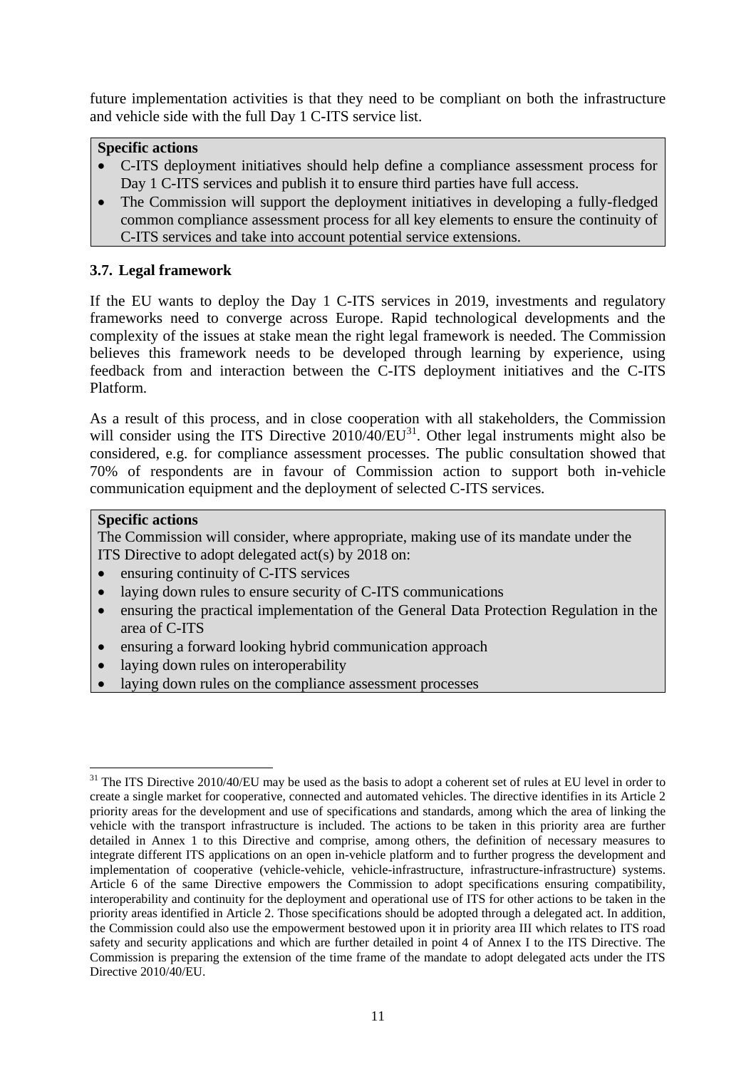future implementation activities is that they need to be compliant on both the infrastructure and vehicle side with the full Day 1 C-ITS service list.

**Specific actions**

- C-ITS deployment initiatives should help define a compliance assessment process for Day 1 C-ITS services and publish it to ensure third parties have full access.
- The Commission will support the deployment initiatives in developing a fully-fledged common compliance assessment process for all key elements to ensure the continuity of C-ITS services and take into account potential service extensions.

### 3.7. Legal framework

If the EU wants to deploy the Day 1 C-ITS services in 2019, investments and regulatory frameworks need to converge across Europe. Rapid technological developments and the complexity of the issues at stake mean the right legal framework is needed. The Commission believes this framework needs to be developed through learning by experience, using feedback from and interaction between the C-ITS deployment initiatives and the C-ITS Platform.

As a result of this process, and in close cooperation with all stakeholders, the Commission will consider using the ITS Directive 2010/40/EU[31]. Other legal instruments might also be considered, e.g. for compliance assessment processes. The public consultation showed that 70% of respondents are in favour of Commission action to support both in-vehicle communication equipment and the deployment of selected C-ITS services.

**Specific actions**

The Commission will consider, where appropriate, making use of its mandate under the ITS Directive to adopt delegated act(s) by 2018 on:

- ensuring continuity of C-ITS services
- laying down rules to ensure security of C-ITS communications
- ensuring the practical implementation of the General Data Protection Regulation in the area of C-ITS
- ensuring a forward looking hybrid communication approach
- laying down rules on interoperability
- laying down rules on the compliance assessment processes

---

[31] The ITS Directive 2010/40/EU may be used as the basis to adopt a coherent set of rules at EU level in order to create a single market for cooperative, connected and automated vehicles. The directive identifies in its Article 2 priority areas for the development and use of specifications and standards, among which the area of linking the vehicle with the transport infrastructure is included. The actions to be taken in this priority area are further detailed in Annex 1 to this Directive and comprise, among others, the definition of necessary measures to integrate different ITS applications on an open in-vehicle platform and to further progress the development and implementation of cooperative (vehicle-vehicle, vehicle-infrastructure, infrastructure-infrastructure) systems. Article 6 of the same Directive empowers the Commission to adopt specifications ensuring compatibility, interoperability and continuity for the deployment and operational use of ITS for other actions to be taken in the priority areas identified in Article 2. Those specifications should be adopted through a delegated act. In addition, the Commission could also use the empowerment bestowed upon it in priority area III which relates to ITS road safety and security applications and which are further detailed in point 4 of Annex I to the ITS Directive. The Commission is preparing the extension of the time frame of the mandate to adopt delegated acts under the ITS Directive 2010/40/EU.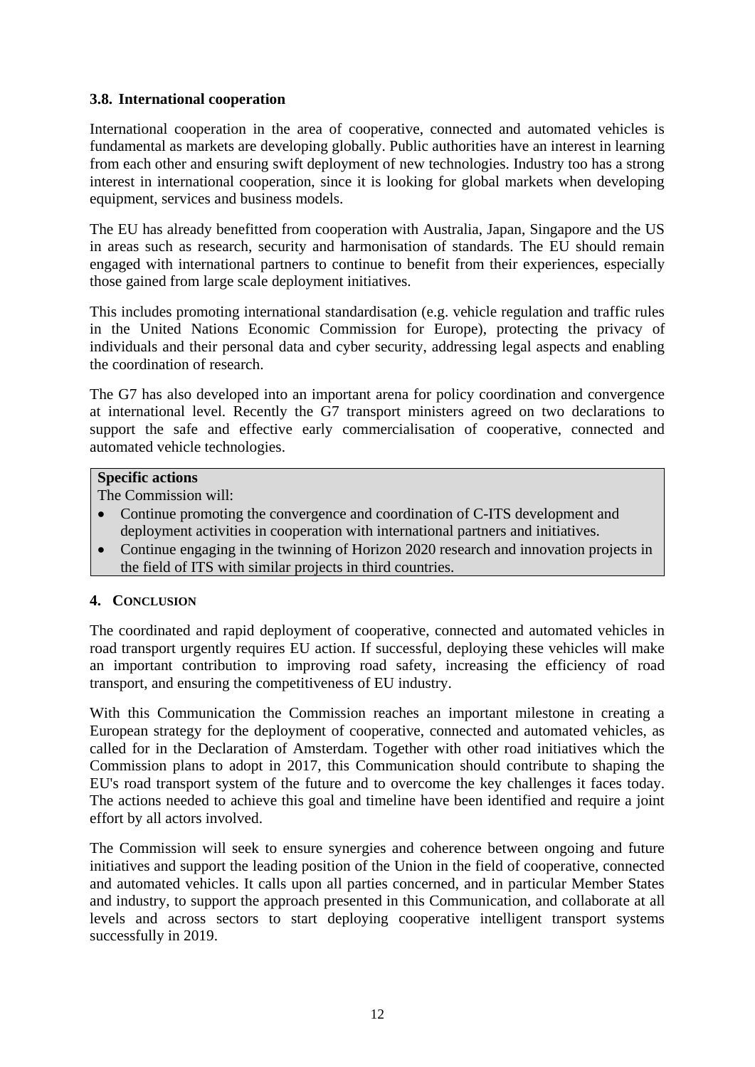### 3.8. International cooperation

International cooperation in the area of cooperative, connected and automated vehicles is fundamental as markets are developing globally. Public authorities have an interest in learning from each other and ensuring swift deployment of new technologies. Industry too has a strong interest in international cooperation, since it is looking for global markets when developing equipment, services and business models.

The EU has already benefitted from cooperation with Australia, Japan, Singapore and the US in areas such as research, security and harmonisation of standards. The EU should remain engaged with international partners to continue to benefit from their experiences, especially those gained from large scale deployment initiatives.

This includes promoting international standardisation (e.g. vehicle regulation and traffic rules in the United Nations Economic Commission for Europe), protecting the privacy of individuals and their personal data and cyber security, addressing legal aspects and enabling the coordination of research.

The G7 has also developed into an important arena for policy coordination and convergence at international level. Recently the G7 transport ministers agreed on two declarations to support the safe and effective early commercialisation of cooperative, connected and automated vehicle technologies.

**Specific actions**

The Commission will:

- Continue promoting the convergence and coordination of C-ITS development and deployment activities in cooperation with international partners and initiatives.
- Continue engaging in the twinning of Horizon 2020 research and innovation projects in the field of ITS with similar projects in third countries.

## 4. CONCLUSION

The coordinated and rapid deployment of cooperative, connected and automated vehicles in road transport urgently requires EU action. If successful, deploying these vehicles will make an important contribution to improving road safety, increasing the efficiency of road transport, and ensuring the competitiveness of EU industry.

With this Communication the Commission reaches an important milestone in creating a European strategy for the deployment of cooperative, connected and automated vehicles, as called for in the Declaration of Amsterdam. Together with other road initiatives which the Commission plans to adopt in 2017, this Communication should contribute to shaping the EU's road transport system of the future and to overcome the key challenges it faces today. The actions needed to achieve this goal and timeline have been identified and require a joint effort by all actors involved.

The Commission will seek to ensure synergies and coherence between ongoing and future initiatives and support the leading position of the Union in the field of cooperative, connected and automated vehicles. It calls upon all parties concerned, and in particular Member States and industry, to support the approach presented in this Communication, and collaborate at all levels and across sectors to start deploying cooperative intelligent transport systems successfully in 2019.